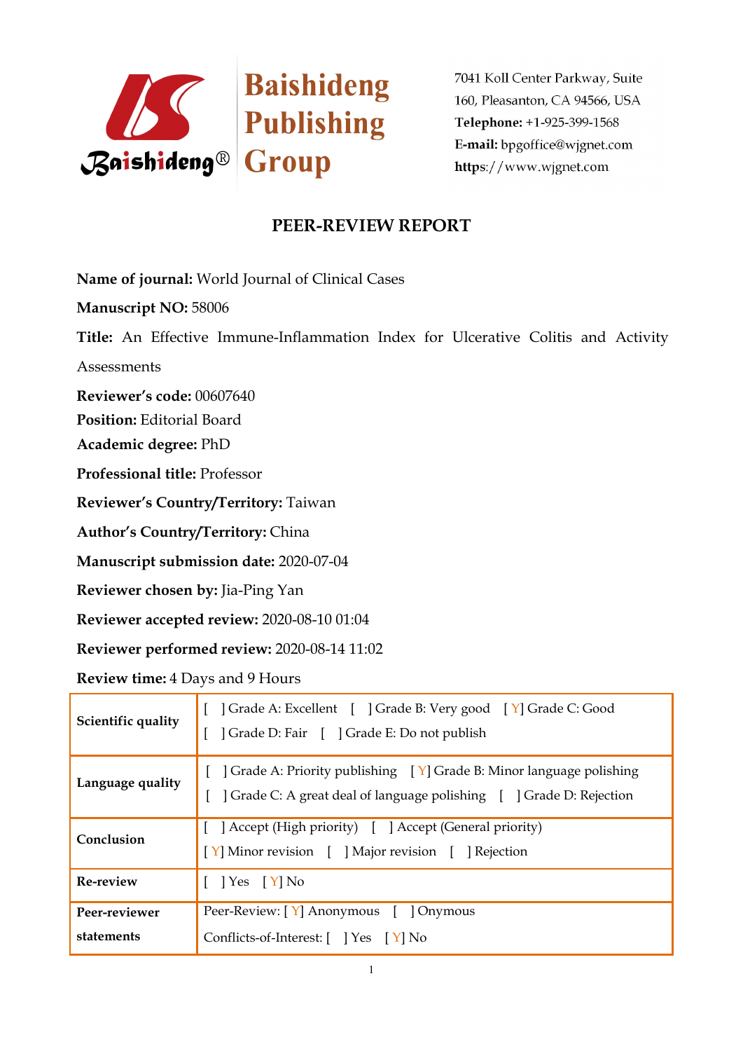Baishideng Publishing Group

7041 Koll Center Parkway, Suite 160, Pleasanton, CA 94566, USA
**Telephone:** +1-925-399-1568
**E-mail:** bpgoffice@wjgnet.com
**https**://www.wjgnet.com

# PEER-REVIEW REPORT

**Name of journal:** World Journal of Clinical Cases

**Manuscript NO:** 58006

**Title:** An Effective Immune-Inflammation Index for Ulcerative Colitis and Activity Assessments

**Reviewer's code:** 00607640

**Position:** Editorial Board

**Academic degree:** PhD

**Professional title:** Professor

**Reviewer's Country/Territory:** Taiwan

**Author's Country/Territory:** China

**Manuscript submission date:** 2020-07-04

**Reviewer chosen by:** Jia-Ping Yan

**Reviewer accepted review:** 2020-08-10 01:04

**Reviewer performed review:** 2020-08-14 11:02

**Review time:** 4 Days and 9 Hours

| | |
|---|---|
| **Scientific quality** | [ ] Grade A: Excellent [ ] Grade B: Very good [Y] Grade C: Good<br>[ ] Grade D: Fair [ ] Grade E: Do not publish |
| **Language quality** | [ ] Grade A: Priority publishing [Y] Grade B: Minor language polishing<br>[ ] Grade C: A great deal of language polishing [ ] Grade D: Rejection |
| **Conclusion** | [ ] Accept (High priority) [ ] Accept (General priority)<br>[Y] Minor revision [ ] Major revision [ ] Rejection |
| **Re-review** | [ ] Yes [Y] No |
| **Peer-reviewer statements** | Peer-Review: [Y] Anonymous [ ] Onymous<br>Conflicts-of-Interest: [ ] Yes [Y] No |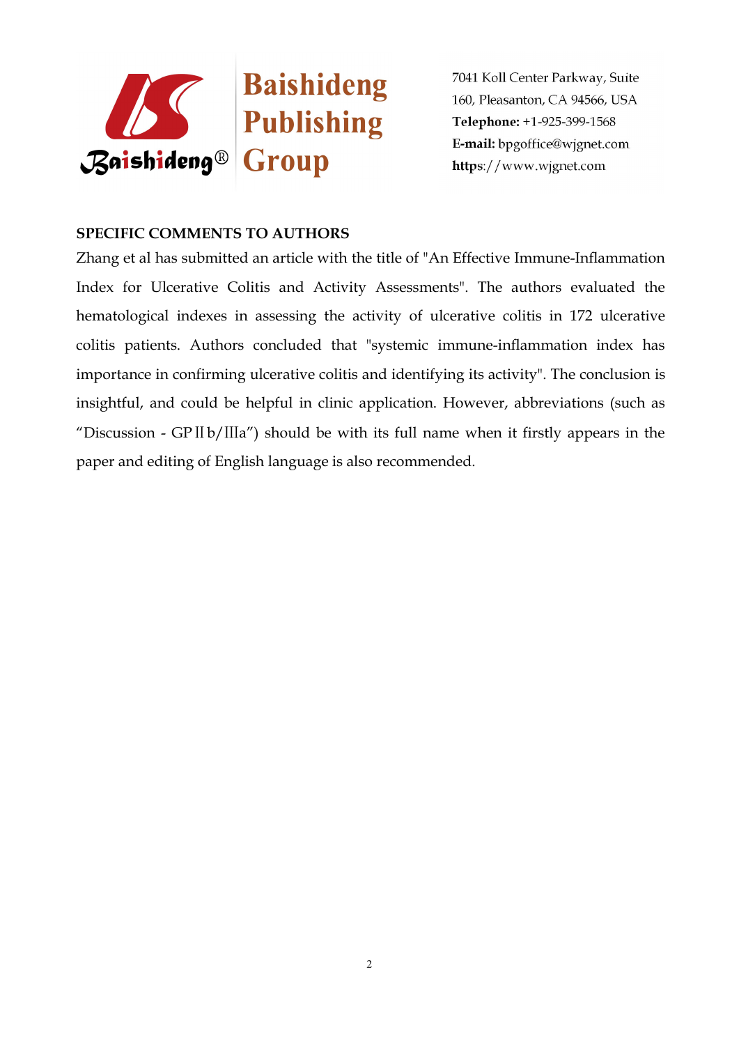**SPECIFIC COMMENTS TO AUTHORS**

Zhang et al has submitted an article with the title of "An Effective Immune-Inflammation Index for Ulcerative Colitis and Activity Assessments". The authors evaluated the hematological indexes in assessing the activity of ulcerative colitis in 172 ulcerative colitis patients. Authors concluded that "systemic immune-inflammation index has importance in confirming ulcerative colitis and identifying its activity". The conclusion is insightful, and could be helpful in clinic application. However, abbreviations (such as "Discussion - GPⅡb/Ⅲa") should be with its full name when it firstly appears in the paper and editing of English language is also recommended.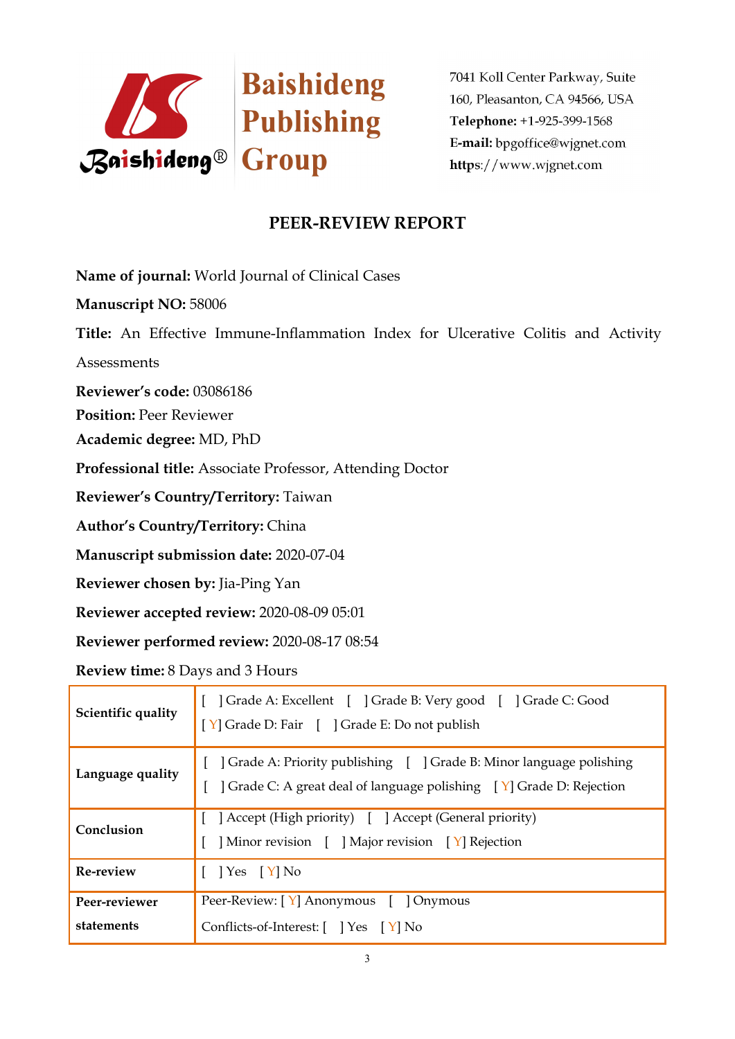**Baishideng Publishing Group**

7041 Koll Center Parkway, Suite 160, Pleasanton, CA 94566, USA
**Telephone:** +1-925-399-1568
**E-mail:** bpgoffice@wjgnet.com
**https**://www.wjgnet.com

## PEER-REVIEW REPORT

**Name of journal:** World Journal of Clinical Cases

**Manuscript NO:** 58006

**Title:** An Effective Immune-Inflammation Index for Ulcerative Colitis and Activity Assessments

**Reviewer's code:** 03086186

**Position:** Peer Reviewer

**Academic degree:** MD, PhD

**Professional title:** Associate Professor, Attending Doctor

**Reviewer's Country/Territory:** Taiwan

**Author's Country/Territory:** China

**Manuscript submission date:** 2020-07-04

**Reviewer chosen by:** Jia-Ping Yan

**Reviewer accepted review:** 2020-08-09 05:01

**Reviewer performed review:** 2020-08-17 08:54

**Review time:** 8 Days and 3 Hours

| | |
|---|---|
| **Scientific quality** | [ ] Grade A: Excellent [ ] Grade B: Very good [ ] Grade C: Good [ Y] Grade D: Fair [ ] Grade E: Do not publish |
| **Language quality** | [ ] Grade A: Priority publishing [ ] Grade B: Minor language polishing [ ] Grade C: A great deal of language polishing [ Y] Grade D: Rejection |
| **Conclusion** | [ ] Accept (High priority) [ ] Accept (General priority) [ ] Minor revision [ ] Major revision [ Y] Rejection |
| **Re-review** | [ ] Yes [ Y] No |
| **Peer-reviewer statements** | Peer-Review: [ Y] Anonymous [ ] Onymous Conflicts-of-Interest: [ ] Yes [ Y] No |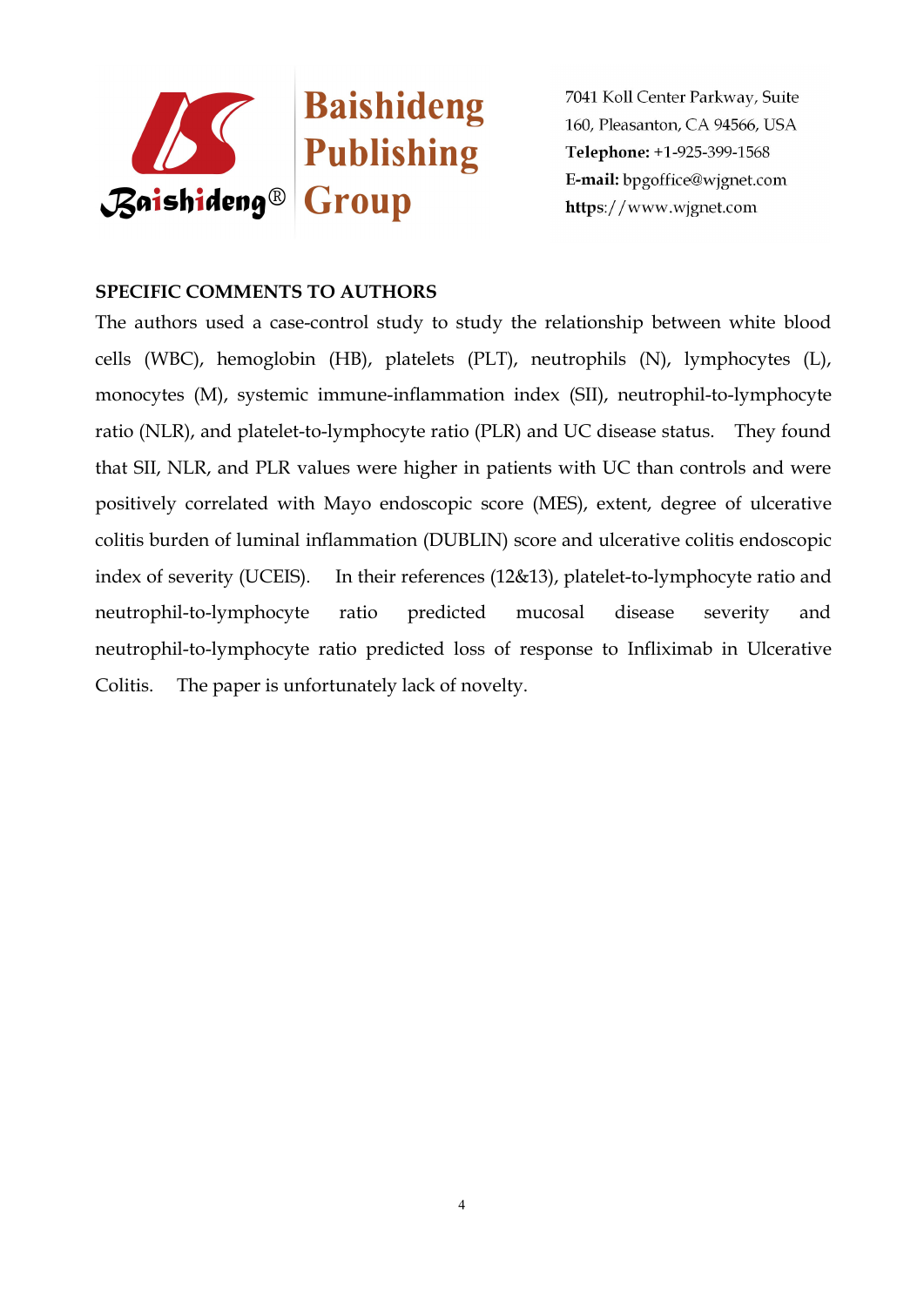## SPECIFIC COMMENTS TO AUTHORS

The authors used a case-control study to study the relationship between white blood cells (WBC), hemoglobin (HB), platelets (PLT), neutrophils (N), lymphocytes (L), monocytes (M), systemic immune-inflammation index (SII), neutrophil-to-lymphocyte ratio (NLR), and platelet-to-lymphocyte ratio (PLR) and UC disease status. They found that SII, NLR, and PLR values were higher in patients with UC than controls and were positively correlated with Mayo endoscopic score (MES), extent, degree of ulcerative colitis burden of luminal inflammation (DUBLIN) score and ulcerative colitis endoscopic index of severity (UCEIS). In their references (12&13), platelet-to-lymphocyte ratio and neutrophil-to-lymphocyte ratio predicted mucosal disease severity and neutrophil-to-lymphocyte ratio predicted loss of response to Infliximab in Ulcerative Colitis. The paper is unfortunately lack of novelty.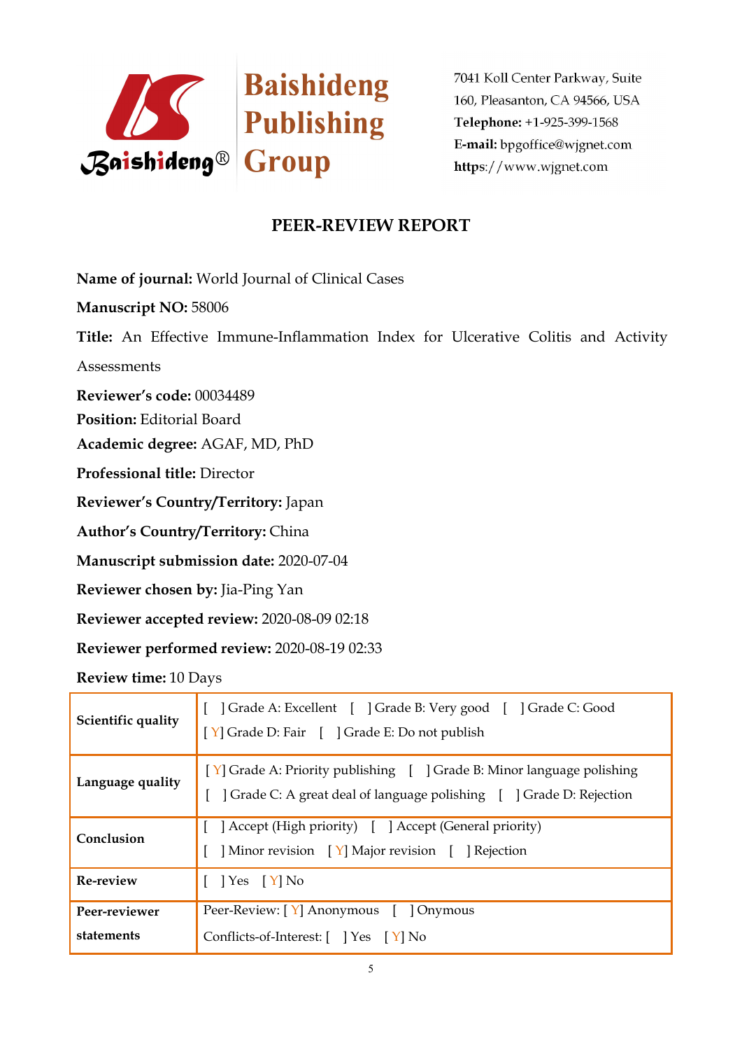Baishideng Publishing Group

7041 Koll Center Parkway, Suite 160, Pleasanton, CA 94566, USA
**Telephone:** +1-925-399-1568
**E-mail:** bpgoffice@wjgnet.com
**https**://www.wjgnet.com

## PEER-REVIEW REPORT

**Name of journal:** World Journal of Clinical Cases

**Manuscript NO:** 58006

**Title:** An Effective Immune-Inflammation Index for Ulcerative Colitis and Activity Assessments

**Reviewer's code:** 00034489

**Position:** Editorial Board

**Academic degree:** AGAF, MD, PhD

**Professional title:** Director

**Reviewer's Country/Territory:** Japan

**Author's Country/Territory:** China

**Manuscript submission date:** 2020-07-04

**Reviewer chosen by:** Jia-Ping Yan

**Reviewer accepted review:** 2020-08-09 02:18

**Reviewer performed review:** 2020-08-19 02:33

**Review time:** 10 Days

| | |
|---|---|
| **Scientific quality** | [ ] Grade A: Excellent [ ] Grade B: Very good [ ] Grade C: Good [ Y] Grade D: Fair [ ] Grade E: Do not publish |
| **Language quality** | [ Y] Grade A: Priority publishing [ ] Grade B: Minor language polishing [ ] Grade C: A great deal of language polishing [ ] Grade D: Rejection |
| **Conclusion** | [ ] Accept (High priority) [ ] Accept (General priority) [ ] Minor revision [ Y] Major revision [ ] Rejection |
| **Re-review** | [ ] Yes [ Y] No |
| **Peer-reviewer statements** | Peer-Review: [ Y] Anonymous [ ] Onymous Conflicts-of-Interest: [ ] Yes [ Y] No |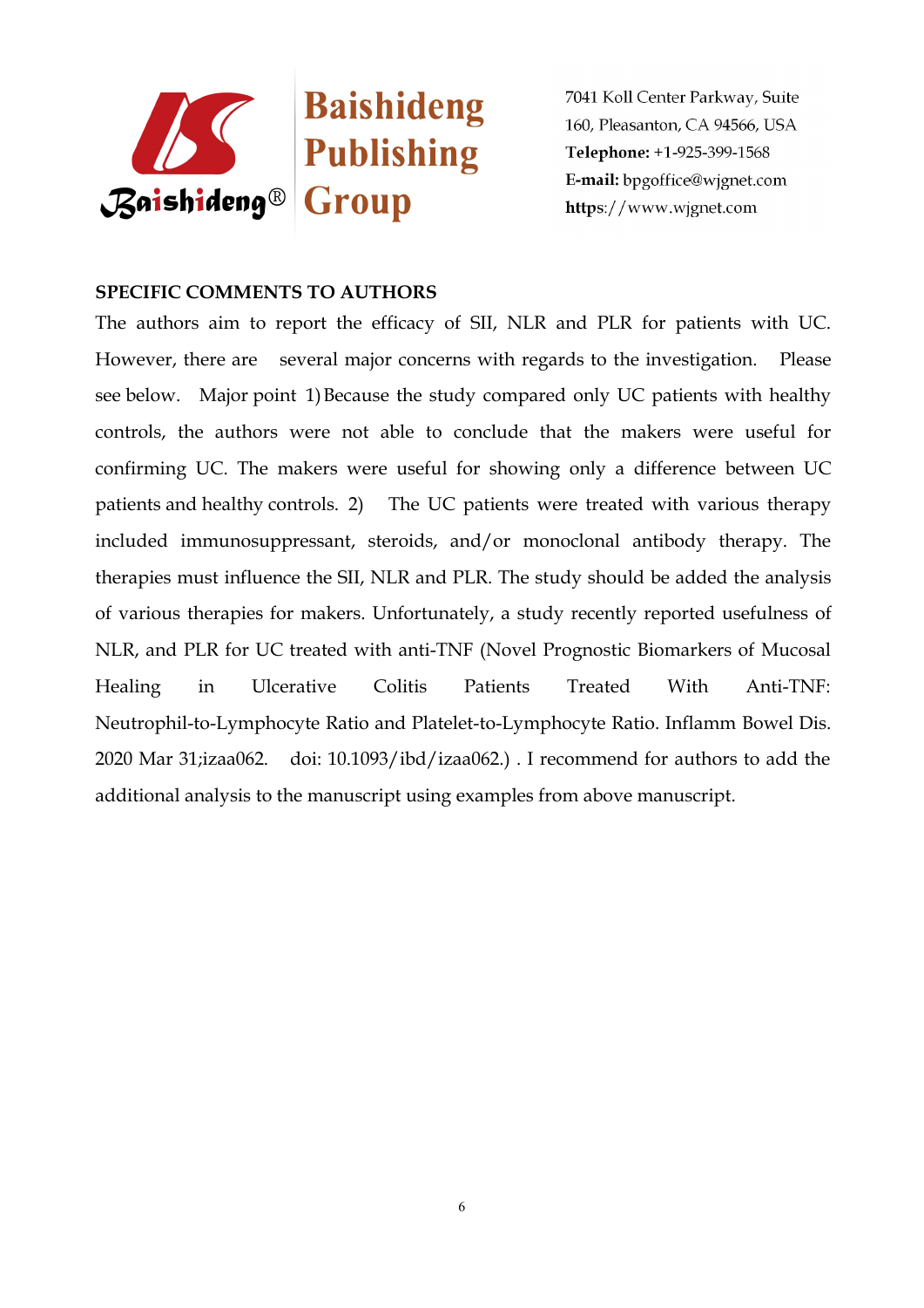**SPECIFIC COMMENTS TO AUTHORS**

The authors aim to report the efficacy of SII, NLR and PLR for patients with UC. However, there are several major concerns with regards to the investigation. Please see below. Major point 1) Because the study compared only UC patients with healthy controls, the authors were not able to conclude that the makers were useful for confirming UC. The makers were useful for showing only a difference between UC patients and healthy controls. 2) The UC patients were treated with various therapy included immunosuppressant, steroids, and/or monoclonal antibody therapy. The therapies must influence the SII, NLR and PLR. The study should be added the analysis of various therapies for makers. Unfortunately, a study recently reported usefulness of NLR, and PLR for UC treated with anti-TNF (Novel Prognostic Biomarkers of Mucosal Healing in Ulcerative Colitis Patients Treated With Anti-TNF: Neutrophil-to-Lymphocyte Ratio and Platelet-to-Lymphocyte Ratio. Inflamm Bowel Dis. 2020 Mar 31;izaa062. doi: 10.1093/ibd/izaa062.) . I recommend for authors to add the additional analysis to the manuscript using examples from above manuscript.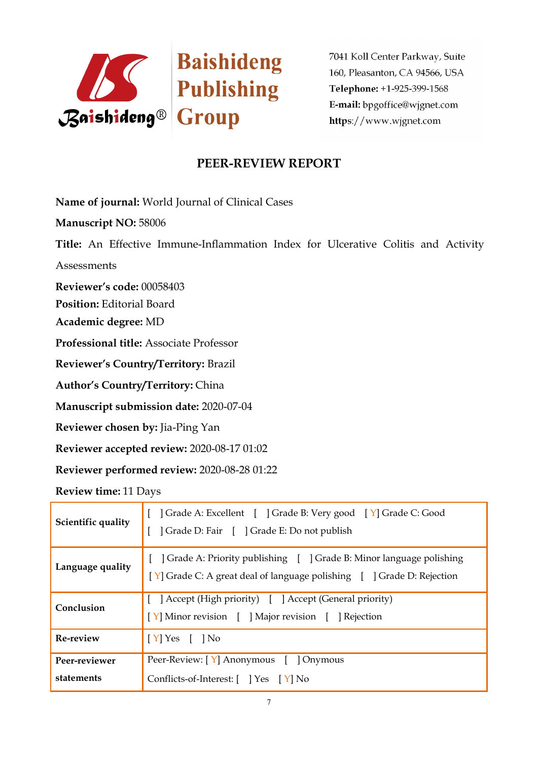Baishideng Publishing Group

7041 Koll Center Parkway, Suite 160, Pleasanton, CA 94566, USA
**Telephone:** +1-925-399-1568
**E-mail:** bpgoffice@wjgnet.com
**https**://www.wjgnet.com

## PEER-REVIEW REPORT

**Name of journal:** World Journal of Clinical Cases

**Manuscript NO:** 58006

**Title:** An Effective Immune-Inflammation Index for Ulcerative Colitis and Activity Assessments

**Reviewer's code:** 00058403

**Position:** Editorial Board

**Academic degree:** MD

**Professional title:** Associate Professor

**Reviewer's Country/Territory:** Brazil

**Author's Country/Territory:** China

**Manuscript submission date:** 2020-07-04

**Reviewer chosen by:** Jia-Ping Yan

**Reviewer accepted review:** 2020-08-17 01:02

**Reviewer performed review:** 2020-08-28 01:22

**Review time:** 11 Days

| | |
|---|---|
| **Scientific quality** | [ ] Grade A: Excellent [ ] Grade B: Very good [ Y] Grade C: Good<br>[ ] Grade D: Fair [ ] Grade E: Do not publish |
| **Language quality** | [ ] Grade A: Priority publishing [ ] Grade B: Minor language polishing<br>[ Y] Grade C: A great deal of language polishing [ ] Grade D: Rejection |
| **Conclusion** | [ ] Accept (High priority) [ ] Accept (General priority)<br>[ Y] Minor revision [ ] Major revision [ ] Rejection |
| **Re-review** | [ Y] Yes [ ] No |
| **Peer-reviewer statements** | Peer-Review: [ Y] Anonymous [ ] Onymous<br>Conflicts-of-Interest: [ ] Yes [ Y] No |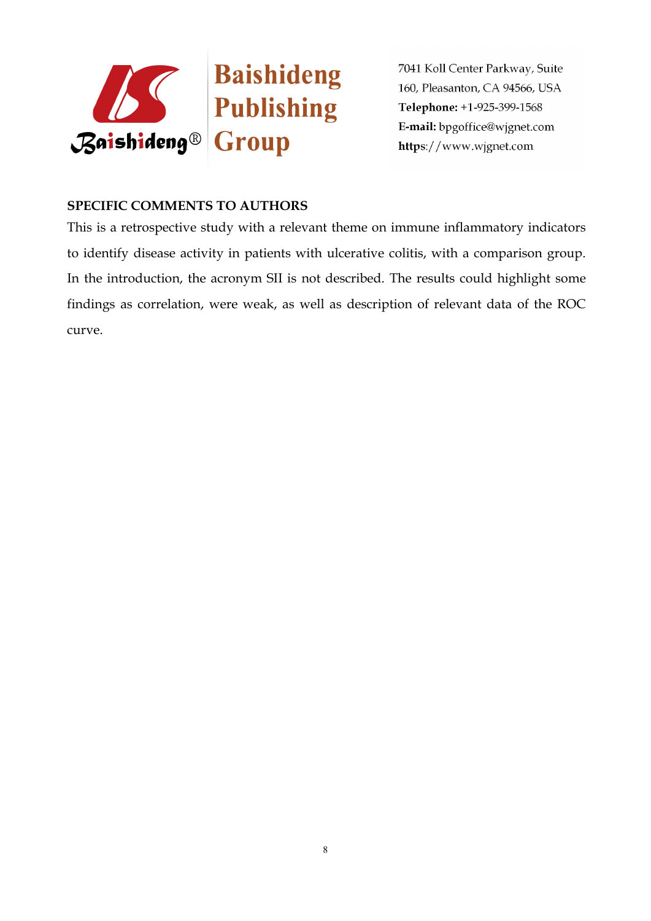**SPECIFIC COMMENTS TO AUTHORS**

This is a retrospective study with a relevant theme on immune inflammatory indicators to identify disease activity in patients with ulcerative colitis, with a comparison group. In the introduction, the acronym SII is not described. The results could highlight some findings as correlation, were weak, as well as description of relevant data of the ROC curve.